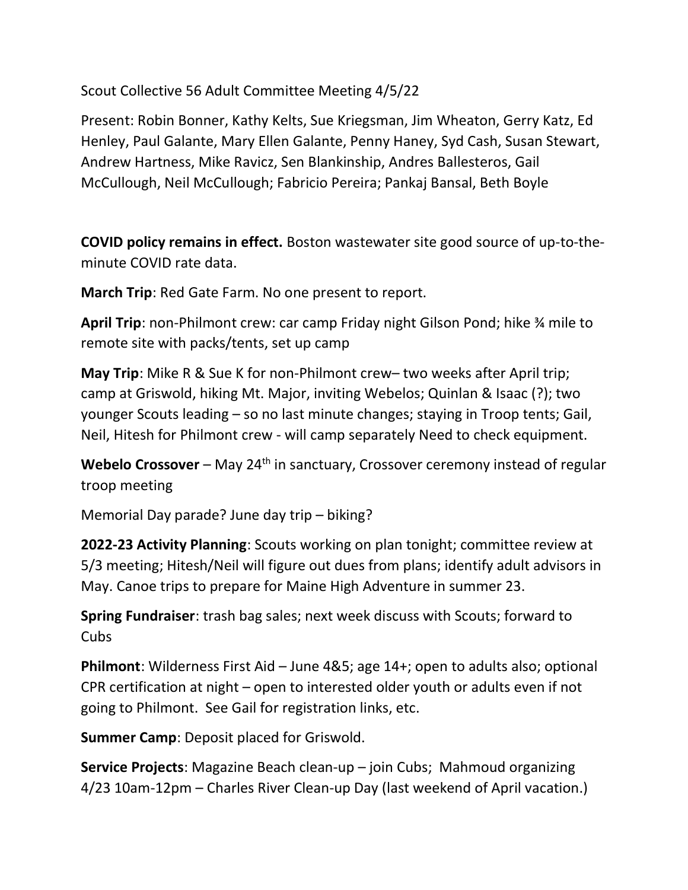Scout Collective 56 Adult Committee Meeting 4/5/22

Present: Robin Bonner, Kathy Kelts, Sue Kriegsman, Jim Wheaton, Gerry Katz, Ed Henley, Paul Galante, Mary Ellen Galante, Penny Haney, Syd Cash, Susan Stewart, Andrew Hartness, Mike Ravicz, Sen Blankinship, Andres Ballesteros, Gail McCullough, Neil McCullough; Fabricio Pereira; Pankaj Bansal, Beth Boyle

**COVID policy remains in effect.** Boston wastewater site good source of up-to-the-minute COVID rate data.

**March Trip**: Red Gate Farm. No one present to report.

**April Trip**: non-Philmont crew: car camp Friday night Gilson Pond; hike ¾ mile to remote site with packs/tents, set up camp

**May Trip**: Mike R & Sue K for non-Philmont crew– two weeks after April trip; camp at Griswold, hiking Mt. Major, inviting Webelos; Quinlan & Isaac (?); two younger Scouts leading – so no last minute changes; staying in Troop tents; Gail, Neil, Hitesh for Philmont crew - will camp separately Need to check equipment.

**Webelo Crossover** – May 24th in sanctuary, Crossover ceremony instead of regular troop meeting

Memorial Day parade? June day trip – biking?

**2022-23 Activity Planning**: Scouts working on plan tonight; committee review at 5/3 meeting; Hitesh/Neil will figure out dues from plans; identify adult advisors in May. Canoe trips to prepare for Maine High Adventure in summer 23.

**Spring Fundraiser**: trash bag sales; next week discuss with Scouts; forward to Cubs

**Philmont**: Wilderness First Aid – June 4&5; age 14+; open to adults also; optional CPR certification at night – open to interested older youth or adults even if not going to Philmont. See Gail for registration links, etc.

**Summer Camp**: Deposit placed for Griswold.

**Service Projects**: Magazine Beach clean-up – join Cubs; Mahmoud organizing 4/23 10am-12pm – Charles River Clean-up Day (last weekend of April vacation.)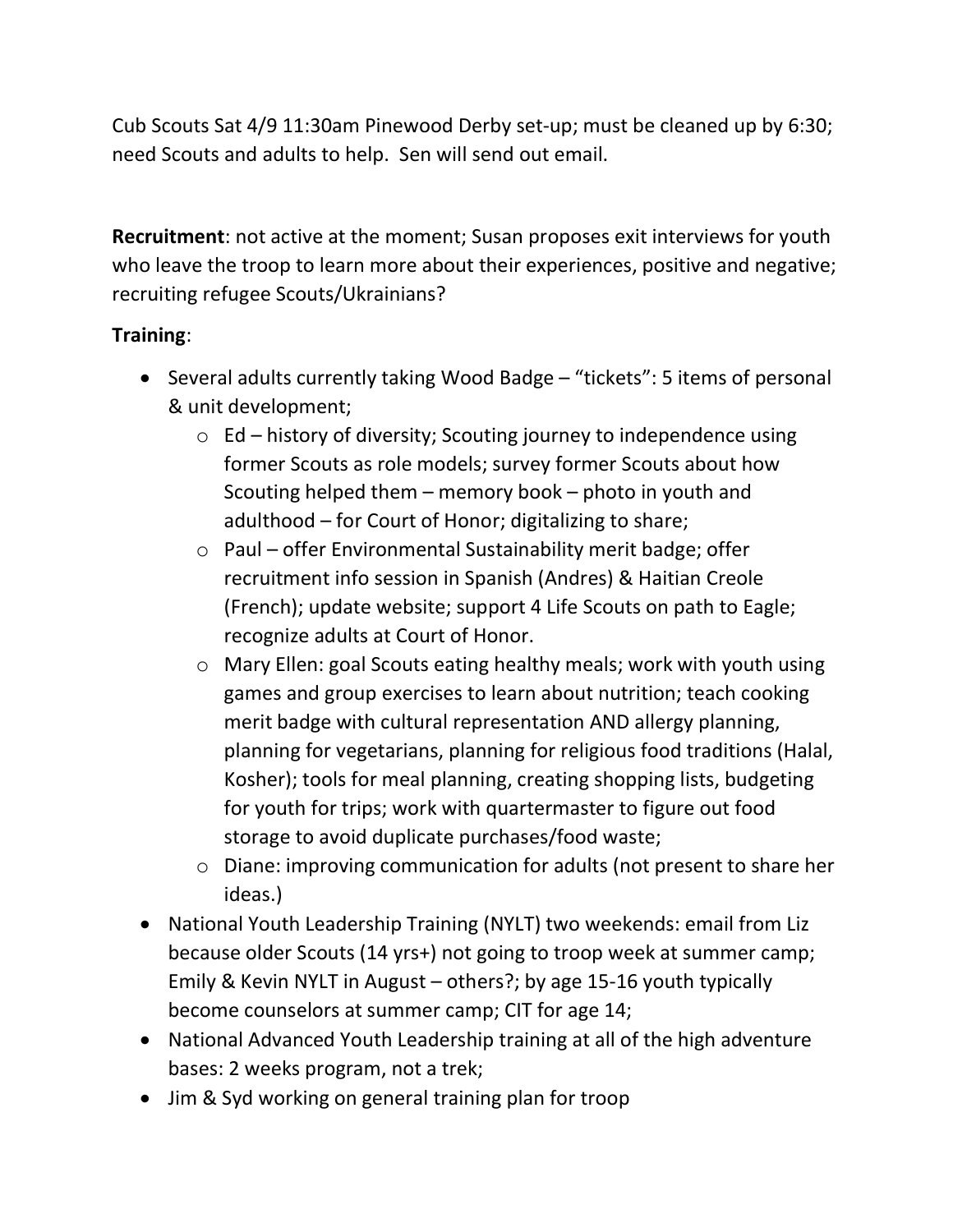Cub Scouts Sat 4/9 11:30am Pinewood Derby set-up; must be cleaned up by 6:30; need Scouts and adults to help. Sen will send out email.

**Recruitment**: not active at the moment; Susan proposes exit interviews for youth who leave the troop to learn more about their experiences, positive and negative; recruiting refugee Scouts/Ukrainians?

**Training**:

- Several adults currently taking Wood Badge – "tickets": 5 items of personal & unit development;
  - Ed – history of diversity; Scouting journey to independence using former Scouts as role models; survey former Scouts about how Scouting helped them – memory book – photo in youth and adulthood – for Court of Honor; digitalizing to share;
  - Paul – offer Environmental Sustainability merit badge; offer recruitment info session in Spanish (Andres) & Haitian Creole (French); update website; support 4 Life Scouts on path to Eagle; recognize adults at Court of Honor.
  - Mary Ellen: goal Scouts eating healthy meals; work with youth using games and group exercises to learn about nutrition; teach cooking merit badge with cultural representation AND allergy planning, planning for vegetarians, planning for religious food traditions (Halal, Kosher); tools for meal planning, creating shopping lists, budgeting for youth for trips; work with quartermaster to figure out food storage to avoid duplicate purchases/food waste;
  - Diane: improving communication for adults (not present to share her ideas.)
- National Youth Leadership Training (NYLT) two weekends: email from Liz because older Scouts (14 yrs+) not going to troop week at summer camp; Emily & Kevin NYLT in August – others?; by age 15-16 youth typically become counselors at summer camp; CIT for age 14;
- National Advanced Youth Leadership training at all of the high adventure bases: 2 weeks program, not a trek;
- Jim & Syd working on general training plan for troop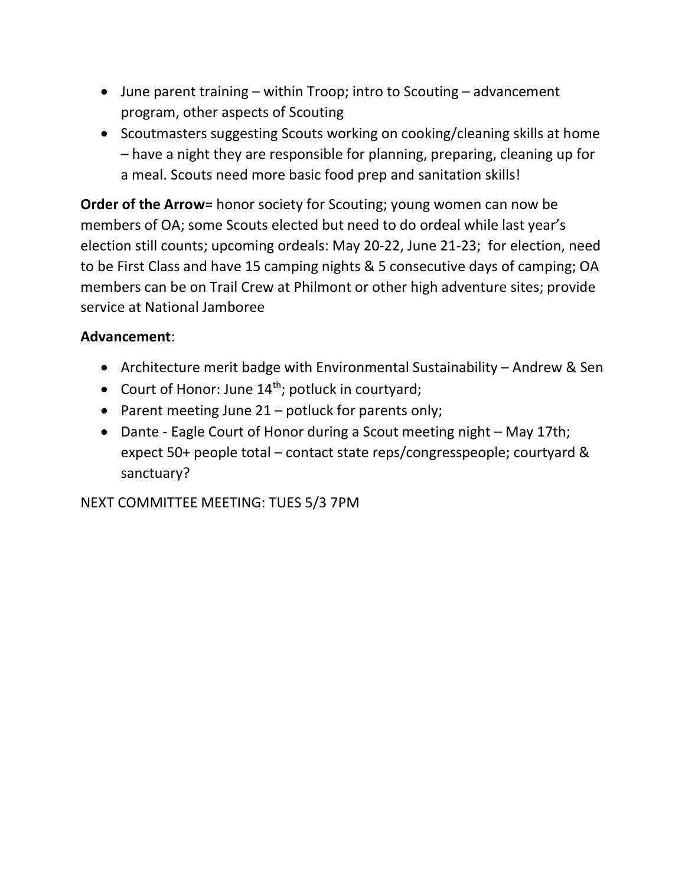- June parent training – within Troop; intro to Scouting – advancement program, other aspects of Scouting
- Scoutmasters suggesting Scouts working on cooking/cleaning skills at home – have a night they are responsible for planning, preparing, cleaning up for a meal. Scouts need more basic food prep and sanitation skills!

**Order of the Arrow**= honor society for Scouting; young women can now be members of OA; some Scouts elected but need to do ordeal while last year's election still counts; upcoming ordeals: May 20-22, June 21-23; for election, need to be First Class and have 15 camping nights & 5 consecutive days of camping; OA members can be on Trail Crew at Philmont or other high adventure sites; provide service at National Jamboree

**Advancement**:

- Architecture merit badge with Environmental Sustainability – Andrew & Sen
- Court of Honor: June 14th; potluck in courtyard;
- Parent meeting June 21 – potluck for parents only;
- Dante - Eagle Court of Honor during a Scout meeting night – May 17th; expect 50+ people total – contact state reps/congresspeople; courtyard & sanctuary?

NEXT COMMITTEE MEETING: TUES 5/3 7PM